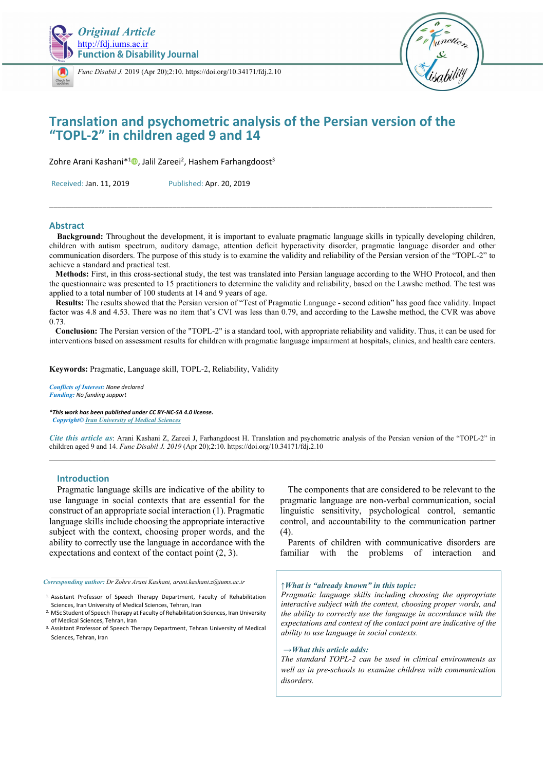*Original Article*
http://fdj.iums.ac.ir
**Function & Disability Journal**

*Func Disabil J.* 2019 (Apr 20);2:10. https://doi.org/10.34171/fdj.2.10

# Translation and psychometric analysis of the Persian version of the "TOPL-2" in children aged 9 and 14

Zohre Arani Kashani*[1], Jalil Zareei[2], Hashem Farhangdoost[3]

Received: Jan. 11, 2019 Published: Apr. 20, 2019

## Abstract

**Background:** Throughout the development, it is important to evaluate pragmatic language skills in typically developing children, children with autism spectrum, auditory damage, attention deficit hyperactivity disorder, pragmatic language disorder and other communication disorders. The purpose of this study is to examine the validity and reliability of the Persian version of the "TOPL-2" to achieve a standard and practical test.

**Methods:** First, in this cross-sectional study, the test was translated into Persian language according to the WHO Protocol, and then the questionnaire was presented to 15 practitioners to determine the validity and reliability, based on the Lawshe method. The test was applied to a total number of 100 students at 14 and 9 years of age.

**Results:** The results showed that the Persian version of "Test of Pragmatic Language - second edition" has good face validity. Impact factor was 4.8 and 4.53. There was no item that's CVI was less than 0.79, and according to the Lawshe method, the CVR was above 0.73.

**Conclusion:** The Persian version of the "TOPL-2" is a standard tool, with appropriate reliability and validity. Thus, it can be used for interventions based on assessment results for children with pragmatic language impairment at hospitals, clinics, and health care centers.

**Keywords:** Pragmatic, Language skill, TOPL-2, Reliability, Validity

*Conflicts of Interest: None declared*
*Funding: No funding support*

***This work has been published under CC BY-NC-SA 4.0 license.**
*Copyright© Iran University of Medical Sciences*

*Cite this article as*: Arani Kashani Z, Zareei J, Farhangdoost H. Translation and psychometric analysis of the Persian version of the "TOPL-2" in children aged 9 and 14. *Func Disabil J. 2019* (Apr 20);2:10. https://doi.org/10.34171/fdj.2.10

## Introduction

Pragmatic language skills are indicative of the ability to use language in social contexts that are essential for the construct of an appropriate social interaction (1). Pragmatic language skills include choosing the appropriate interactive subject with the context, choosing proper words, and the ability to correctly use the language in accordance with the expectations and context of the contact point (2, 3).

The components that are considered to be relevant to the pragmatic language are non-verbal communication, social linguistic sensitivity, psychological control, semantic control, and accountability to the communication partner (4).

Parents of children with communicative disorders are familiar with the problems of interaction and

*Corresponding author: Dr Zohre Arani Kashani, arani.kashani.z@iums.ac.ir*

1. Assistant Professor of Speech Therapy Department, Faculty of Rehabilitation Sciences, Iran University of Medical Sciences, Tehran, Iran
2. MSc Student of Speech Therapy at Faculty of Rehabilitation Sciences, Iran University of Medical Sciences, Tehran, Iran
3. Assistant Professor of Speech Therapy Department, Tehran University of Medical Sciences, Tehran, Iran

*↑What is "already known" in this topic:*
*Pragmatic language skills including choosing the appropriate interactive subject with the context, choosing proper words, and the ability to correctly use the language in accordance with the expectations and context of the contact point are indicative of the ability to use language in social contexts.*

*→What this article adds:*
*The standard TOPL-2 can be used in clinical environments as well as in pre-schools to examine children with communication disorders.*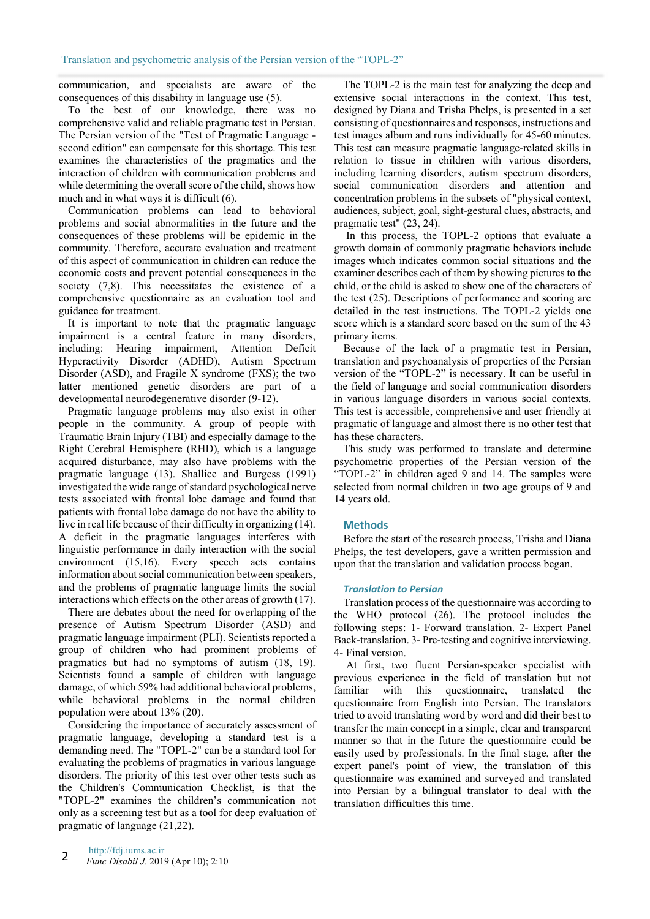communication, and specialists are aware of the consequences of this disability in language use (5).

To the best of our knowledge, there was no comprehensive valid and reliable pragmatic test in Persian. The Persian version of the "Test of Pragmatic Language - second edition" can compensate for this shortage. This test examines the characteristics of the pragmatics and the interaction of children with communication problems and while determining the overall score of the child, shows how much and in what ways it is difficult (6).

Communication problems can lead to behavioral problems and social abnormalities in the future and the consequences of these problems will be epidemic in the community. Therefore, accurate evaluation and treatment of this aspect of communication in children can reduce the economic costs and prevent potential consequences in the society (7,8). This necessitates the existence of a comprehensive questionnaire as an evaluation tool and guidance for treatment.

It is important to note that the pragmatic language impairment is a central feature in many disorders, including: Hearing impairment, Attention Deficit Hyperactivity Disorder (ADHD), Autism Spectrum Disorder (ASD), and Fragile X syndrome (FXS); the two latter mentioned genetic disorders are part of a developmental neurodegenerative disorder (9-12).

Pragmatic language problems may also exist in other people in the community. A group of people with Traumatic Brain Injury (TBI) and especially damage to the Right Cerebral Hemisphere (RHD), which is a language acquired disturbance, may also have problems with the pragmatic language (13). Shallice and Burgess (1991) investigated the wide range of standard psychological nerve tests associated with frontal lobe damage and found that patients with frontal lobe damage do not have the ability to live in real life because of their difficulty in organizing (14). A deficit in the pragmatic languages interferes with linguistic performance in daily interaction with the social environment (15,16). Every speech acts contains information about social communication between speakers, and the problems of pragmatic language limits the social interactions which effects on the other areas of growth (17).

There are debates about the need for overlapping of the presence of Autism Spectrum Disorder (ASD) and pragmatic language impairment (PLI). Scientists reported a group of children who had prominent problems of pragmatics but had no symptoms of autism (18, 19). Scientists found a sample of children with language damage, of which 59% had additional behavioral problems, while behavioral problems in the normal children population were about 13% (20).

Considering the importance of accurately assessment of pragmatic language, developing a standard test is a demanding need. The "TOPL-2" can be a standard tool for evaluating the problems of pragmatics in various language disorders. The priority of this test over other tests such as the Children's Communication Checklist, is that the "TOPL-2" examines the children's communication not only as a screening test but as a tool for deep evaluation of pragmatic of language (21,22).

The TOPL-2 is the main test for analyzing the deep and extensive social interactions in the context. This test, designed by Diana and Trisha Phelps, is presented in a set consisting of questionnaires and responses, instructions and test images album and runs individually for 45-60 minutes. This test can measure pragmatic language-related skills in relation to tissue in children with various disorders, including learning disorders, autism spectrum disorders, social communication disorders and attention and concentration problems in the subsets of "physical context, audiences, subject, goal, sight-gestural clues, abstracts, and pragmatic test" (23, 24).

In this process, the TOPL-2 options that evaluate a growth domain of commonly pragmatic behaviors include images which indicates common social situations and the examiner describes each of them by showing pictures to the child, or the child is asked to show one of the characters of the test (25). Descriptions of performance and scoring are detailed in the test instructions. The TOPL-2 yields one score which is a standard score based on the sum of the 43 primary items.

Because of the lack of a pragmatic test in Persian, translation and psychoanalysis of properties of the Persian version of the "TOPL-2" is necessary. It can be useful in the field of language and social communication disorders in various language disorders in various social contexts. This test is accessible, comprehensive and user friendly at pragmatic of language and almost there is no other test that has these characters.

This study was performed to translate and determine psychometric properties of the Persian version of the "TOPL-2" in children aged 9 and 14. The samples were selected from normal children in two age groups of 9 and 14 years old.

## Methods

Before the start of the research process, Trisha and Diana Phelps, the test developers, gave a written permission and upon that the translation and validation process began.

### *Translation to Persian*

Translation process of the questionnaire was according to the WHO protocol (26). The protocol includes the following steps: 1- Forward translation. 2- Expert Panel Back-translation. 3- Pre-testing and cognitive interviewing. 4- Final version.

At first, two fluent Persian-speaker specialist with previous experience in the field of translation but not familiar with this questionnaire, translated the questionnaire from English into Persian. The translators tried to avoid translating word by word and did their best to transfer the main concept in a simple, clear and transparent manner so that in the future the questionnaire could be easily used by professionals. In the final stage, after the expert panel's point of view, the translation of this questionnaire was examined and surveyed and translated into Persian by a bilingual translator to deal with the translation difficulties this time.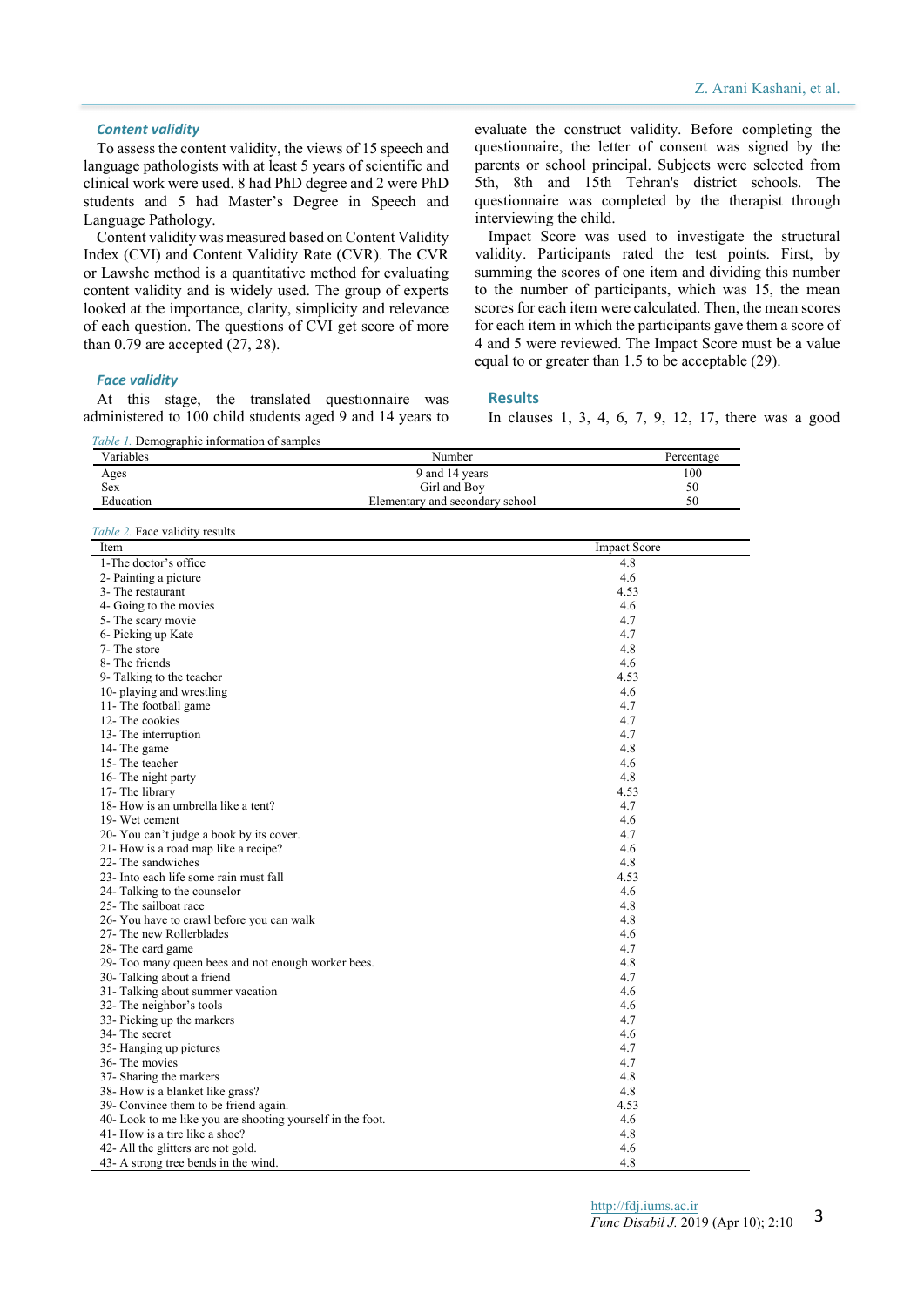### Content validity

To assess the content validity, the views of 15 speech and language pathologists with at least 5 years of scientific and clinical work were used. 8 had PhD degree and 2 were PhD students and 5 had Master's Degree in Speech and Language Pathology.

Content validity was measured based on Content Validity Index (CVI) and Content Validity Rate (CVR). The CVR or Lawshe method is a quantitative method for evaluating content validity and is widely used. The group of experts looked at the importance, clarity, simplicity and relevance of each question. The questions of CVI get score of more than 0.79 are accepted (27, 28).

### Face validity

At this stage, the translated questionnaire was administered to 100 child students aged 9 and 14 years to evaluate the construct validity. Before completing the questionnaire, the letter of consent was signed by the parents or school principal. Subjects were selected from 5th, 8th and 15th Tehran's district schools. The questionnaire was completed by the therapist through interviewing the child.

Impact Score was used to investigate the structural validity. Participants rated the test points. First, by summing the scores of one item and dividing this number to the number of participants, which was 15, the mean scores for each item were calculated. Then, the mean scores for each item in which the participants gave them a score of 4 and 5 were reviewed. The Impact Score must be a value equal to or greater than 1.5 to be acceptable (29).

## Results

In clauses 1, 3, 4, 6, 7, 9, 12, 17, there was a good

*Table 1.* Demographic information of samples

| Variables | Number | Percentage |
|---|---|---|
| Ages | 9 and 14 years | 100 |
| Sex | Girl and Boy | 50 |
| Education | Elementary and secondary school | 50 |

*Table 2.* Face validity results

| Item | Impact Score |
|---|---|
| 1-The doctor's office | 4.8 |
| 2- Painting a picture | 4.6 |
| 3- The restaurant | 4.53 |
| 4- Going to the movies | 4.6 |
| 5- The scary movie | 4.7 |
| 6- Picking up Kate | 4.7 |
| 7- The store | 4.8 |
| 8- The friends | 4.6 |
| 9- Talking to the teacher | 4.53 |
| 10- playing and wrestling | 4.6 |
| 11- The football game | 4.7 |
| 12- The cookies | 4.7 |
| 13- The interruption | 4.7 |
| 14- The game | 4.8 |
| 15- The teacher | 4.6 |
| 16- The night party | 4.8 |
| 17- The library | 4.53 |
| 18- How is an umbrella like a tent? | 4.7 |
| 19- Wet cement | 4.6 |
| 20- You can't judge a book by its cover. | 4.7 |
| 21- How is a road map like a recipe? | 4.6 |
| 22- The sandwiches | 4.8 |
| 23- Into each life some rain must fall | 4.53 |
| 24- Talking to the counselor | 4.6 |
| 25- The sailboat race | 4.8 |
| 26- You have to crawl before you can walk | 4.8 |
| 27- The new Rollerblades | 4.6 |
| 28- The card game | 4.7 |
| 29- Too many queen bees and not enough worker bees. | 4.8 |
| 30- Talking about a friend | 4.7 |
| 31- Talking about summer vacation | 4.6 |
| 32- The neighbor's tools | 4.6 |
| 33- Picking up the markers | 4.7 |
| 34- The secret | 4.6 |
| 35- Hanging up pictures | 4.7 |
| 36- The movies | 4.7 |
| 37- Sharing the markers | 4.8 |
| 38- How is a blanket like grass? | 4.8 |
| 39- Convince them to be friend again. | 4.53 |
| 40- Look to me like you are shooting yourself in the foot. | 4.6 |
| 41- How is a tire like a shoe? | 4.8 |
| 42- All the glitters are not gold. | 4.6 |
| 43- A strong tree bends in the wind. | 4.8 |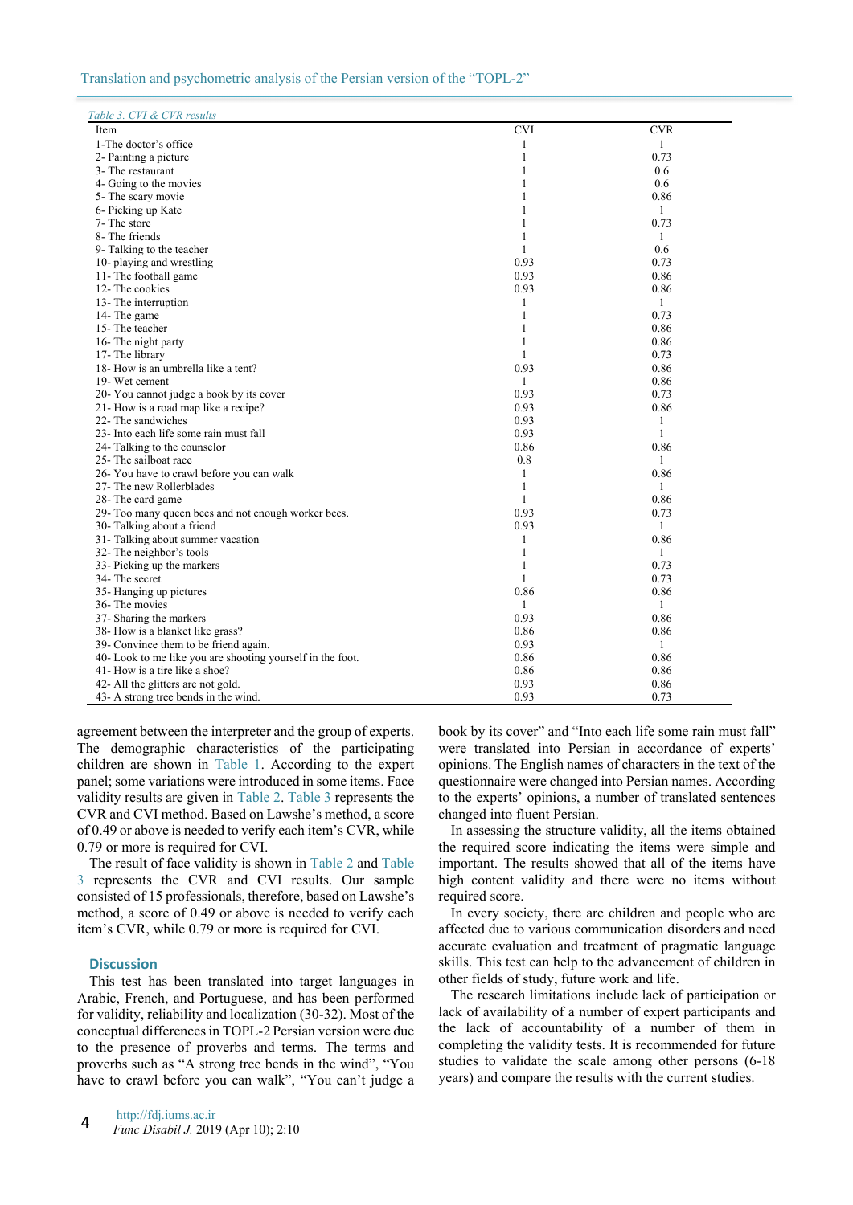Table 3. CVI & CVR results

| Item | CVI | CVR |
|---|---|---|
| 1-The doctor's office | 1 | 1 |
| 2- Painting a picture | 1 | 0.73 |
| 3- The restaurant | 1 | 0.6 |
| 4- Going to the movies | 1 | 0.6 |
| 5- The scary movie | 1 | 0.86 |
| 6- Picking up Kate | 1 | 1 |
| 7- The store | 1 | 0.73 |
| 8- The friends | 1 | 1 |
| 9- Talking to the teacher | 1 | 0.6 |
| 10- playing and wrestling | 0.93 | 0.73 |
| 11- The football game | 0.93 | 0.86 |
| 12- The cookies | 0.93 | 0.86 |
| 13- The interruption | 1 | 1 |
| 14- The game | 1 | 0.73 |
| 15- The teacher | 1 | 0.86 |
| 16- The night party | 1 | 0.86 |
| 17- The library | 1 | 0.73 |
| 18- How is an umbrella like a tent? | 0.93 | 0.86 |
| 19- Wet cement | 1 | 0.86 |
| 20- You cannot judge a book by its cover | 0.93 | 0.73 |
| 21- How is a road map like a recipe? | 0.93 | 0.86 |
| 22- The sandwiches | 0.93 | 1 |
| 23- Into each life some rain must fall | 0.93 | 1 |
| 24- Talking to the counselor | 0.86 | 0.86 |
| 25- The sailboat race | 0.8 | 1 |
| 26- You have to crawl before you can walk | 1 | 0.86 |
| 27- The new Rollerblades | 1 | 1 |
| 28- The card game | 1 | 0.86 |
| 29- Too many queen bees and not enough worker bees. | 0.93 | 0.73 |
| 30- Talking about a friend | 0.93 | 1 |
| 31- Talking about summer vacation | 1 | 0.86 |
| 32- The neighbor's tools | 1 | 1 |
| 33- Picking up the markers | 1 | 0.73 |
| 34- The secret | 1 | 0.73 |
| 35- Hanging up pictures | 0.86 | 0.86 |
| 36- The movies | 1 | 1 |
| 37- Sharing the markers | 0.93 | 0.86 |
| 38- How is a blanket like grass? | 0.86 | 0.86 |
| 39- Convince them to be friend again. | 0.93 | 1 |
| 40- Look to me like you are shooting yourself in the foot. | 0.86 | 0.86 |
| 41- How is a tire like a shoe? | 0.86 | 0.86 |
| 42- All the glitters are not gold. | 0.93 | 0.86 |
| 43- A strong tree bends in the wind. | 0.93 | 0.73 |

agreement between the interpreter and the group of experts. The demographic characteristics of the participating children are shown in Table 1. According to the expert panel; some variations were introduced in some items. Face validity results are given in Table 2. Table 3 represents the CVR and CVI method. Based on Lawshe's method, a score of 0.49 or above is needed to verify each item's CVR, while 0.79 or more is required for CVI.

The result of face validity is shown in Table 2 and Table 3 represents the CVR and CVI results. Our sample consisted of 15 professionals, therefore, based on Lawshe's method, a score of 0.49 or above is needed to verify each item's CVR, while 0.79 or more is required for CVI.

## Discussion

This test has been translated into target languages in Arabic, French, and Portuguese, and has been performed for validity, reliability and localization (30-32). Most of the conceptual differences in TOPL-2 Persian version were due to the presence of proverbs and terms. The terms and proverbs such as "A strong tree bends in the wind", "You have to crawl before you can walk", "You can't judge a book by its cover" and "Into each life some rain must fall" were translated into Persian in accordance of experts' opinions. The English names of characters in the text of the questionnaire were changed into Persian names. According to the experts' opinions, a number of translated sentences changed into fluent Persian.

In assessing the structure validity, all the items obtained the required score indicating the items were simple and important. The results showed that all of the items have high content validity and there were no items without required score.

In every society, there are children and people who are affected due to various communication disorders and need accurate evaluation and treatment of pragmatic language skills. This test can help to the advancement of children in other fields of study, future work and life.

The research limitations include lack of participation or lack of availability of a number of expert participants and the lack of accountability of a number of them in completing the validity tests. It is recommended for future studies to validate the scale among other persons (6-18 years) and compare the results with the current studies.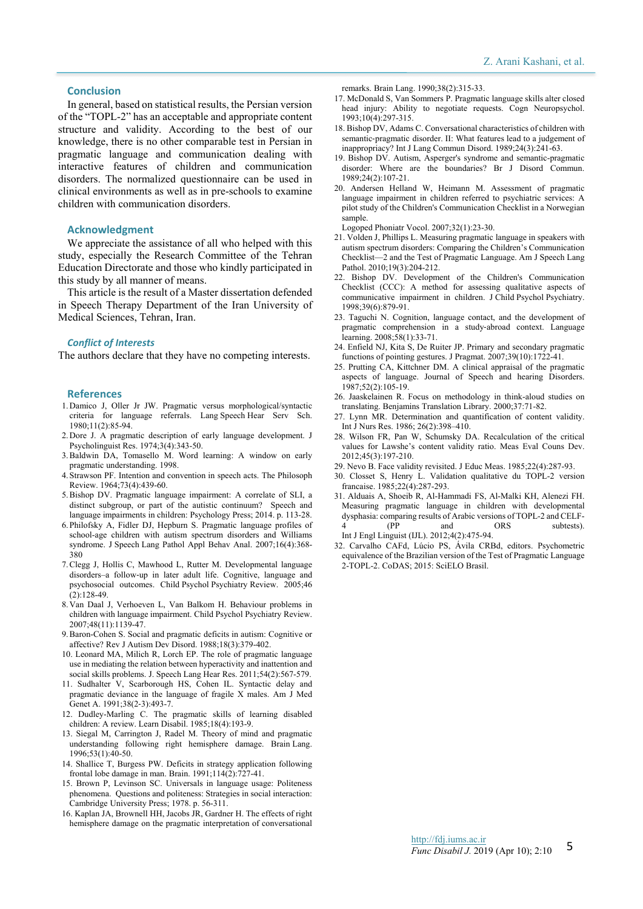## Conclusion

In general, based on statistical results, the Persian version of the "TOPL-2" has an acceptable and appropriate content structure and validity. According to the best of our knowledge, there is no other comparable test in Persian in pragmatic language and communication dealing with interactive features of children and communication disorders. The normalized questionnaire can be used in clinical environments as well as in pre-schools to examine children with communication disorders.

## Acknowledgment

We appreciate the assistance of all who helped with this study, especially the Research Committee of the Tehran Education Directorate and those who kindly participated in this study by all manner of means.

This article is the result of a Master dissertation defended in Speech Therapy Department of the Iran University of Medical Sciences, Tehran, Iran.

### *Conflict of Interests*

The authors declare that they have no competing interests.

## References

1. Damico J, Oller Jr JW. Pragmatic versus morphological/syntactic criteria for language referrals. Lang Speech Hear Serv Sch. 1980;11(2):85-94.
2. Dore J. A pragmatic description of early language development. J Psycholinguist Res. 1974;3(4):343-50.
3. Baldwin DA, Tomasello M. Word learning: A window on early pragmatic understanding. 1998.
4. Strawson PF. Intention and convention in speech acts. The Philosoph Review. 1964;73(4):439-60.
5. Bishop DV. Pragmatic language impairment: A correlate of SLI, a distinct subgroup, or part of the autistic continuum? Speech and language impairments in children: Psychology Press; 2014. p. 113-28.
6. Philofsky A, Fidler DJ, Hepburn S. Pragmatic language profiles of school-age children with autism spectrum disorders and Williams syndrome. J Speech Lang Pathol Appl Behav Anal. 2007;16(4):368-380
7. Clegg J, Hollis C, Mawhood L, Rutter M. Developmental language disorders– a follow-up in later adult life. Cognitive, language and psychosocial outcomes. Child Psychol Psychiatry Review. 2005;46 (2):128-49.
8. Van Daal J, Verhoeven L, Van Balkom H. Behaviour problems in children with language impairment. Child Psychol Psychiatry Review. 2007;48(11):1139-47.
9. Baron-Cohen S. Social and pragmatic deficits in autism: Cognitive or affective? Rev J Autism Dev Disord. 1988;18(3):379-402.
10. Leonard MA, Milich R, Lorch EP. The role of pragmatic language use in mediating the relation between hyperactivity and inattention and social skills problems. J. Speech Lang Hear Res. 2011;54(2):567-579.
11. Sudhalter V, Scarborough HS, Cohen IL. Syntactic delay and pragmatic deviance in the language of fragile X males. Am J Med Genet A. 1991;38(2-3):493-7.
12. Dudley-Marling C. The pragmatic skills of learning disabled children: A review. Learn Disabil. 1985;18(4):193-9.
13. Siegal M, Carrington J, Radel M. Theory of mind and pragmatic understanding following right hemisphere damage. Brain Lang. 1996;53(1):40-50.
14. Shallice T, Burgess PW. Deficits in strategy application following frontal lobe damage in man. Brain. 1991;114(2):727-41.
15. Brown P, Levinson SC. Universals in language usage: Politeness phenomena. Questions and politeness: Strategies in social interaction: Cambridge University Press; 1978. p. 56-311.
16. Kaplan JA, Brownell HH, Jacobs JR, Gardner H. The effects of right hemisphere damage on the pragmatic interpretation of conversational remarks. Brain Lang. 1990;38(2):315-33.
17. McDonald S, Van Sommers P. Pragmatic language skills alter closed head injury: Ability to negotiate requests. Cogn Neuropsychol. 1993;10(4):297-315.
18. Bishop DV, Adams C. Conversational characteristics of children with semantic-pragmatic disorder. II: What features lead to a judgement of inappropriacy? Int J Lang Commun Disord. 1989;24(3):241-63.
19. Bishop DV. Autism, Asperger's syndrome and semantic-pragmatic disorder: Where are the boundaries? Br J Disord Commun. 1989;24(2):107-21.
20. Andersen Helland W, Heimann M. Assessment of pragmatic language impairment in children referred to psychiatric services: A pilot study of the Children's Communication Checklist in a Norwegian sample. Logoped Phoniatr Vocol. 2007;32(1):23-30.
21. Volden J, Phillips L. Measuring pragmatic language in speakers with autism spectrum disorders: Comparing the Children's Communication Checklist—2 and the Test of Pragmatic Language. Am J Speech Lang Pathol. 2010;19(3):204-212.
22. Bishop DV. Development of the Children's Communication Checklist (CCC): A method for assessing qualitative aspects of communicative impairment in children. J Child Psychol Psychiatry. 1998;39(6):879-91.
23. Taguchi N. Cognition, language contact, and the development of pragmatic comprehension in a study-abroad context. Language learning. 2008;58(1):33-71.
24. Enfield NJ, Kita S, De Ruiter JP. Primary and secondary pragmatic functions of pointing gestures. J Pragmat. 2007;39(10):1722-41.
25. Prutting CA, Kittchner DM. A clinical appraisal of the pragmatic aspects of language. Journal of Speech and hearing Disorders. 1987;52(2):105-19.
26. Jaaskelainen R. Focus on methodology in think-aloud studies on translating. Benjamins Translation Library. 2000;37:71-82.
27. Lynn MR. Determination and quantification of content validity. Int J Nurs Res. 1986; 26(2):398–410.
28. Wilson FR, Pan W, Schumsky DA. Recalculation of the critical values for Lawshe's content validity ratio. Meas Eval Couns Dev. 2012;45(3):197-210.
29. Nevo B. Face validity revisited. J Educ Meas. 1985;22(4):287-93.
30. Closset S, Henry L. Validation qualitative du TOPL-2 version francaise. 1985;22(4):287-293.
31. Alduais A, Shoeib R, Al-Hammadi FS, Al-Malki KH, Alenezi FH. Measuring pragmatic language in children with developmental dysphasia: comparing results of Arabic versions of TOPL-2 and CELF-4 (PP and ORS subtests). Int J Engl Linguist (IJL). 2012;4(2):475-94.
32. Carvalho CAFd, Lúcio PS, Ávila CRBd, editors. Psychometric equivalence of the Brazilian version of the Test of Pragmatic Language 2-TOPL-2. CoDAS; 2015: SciELO Brasil.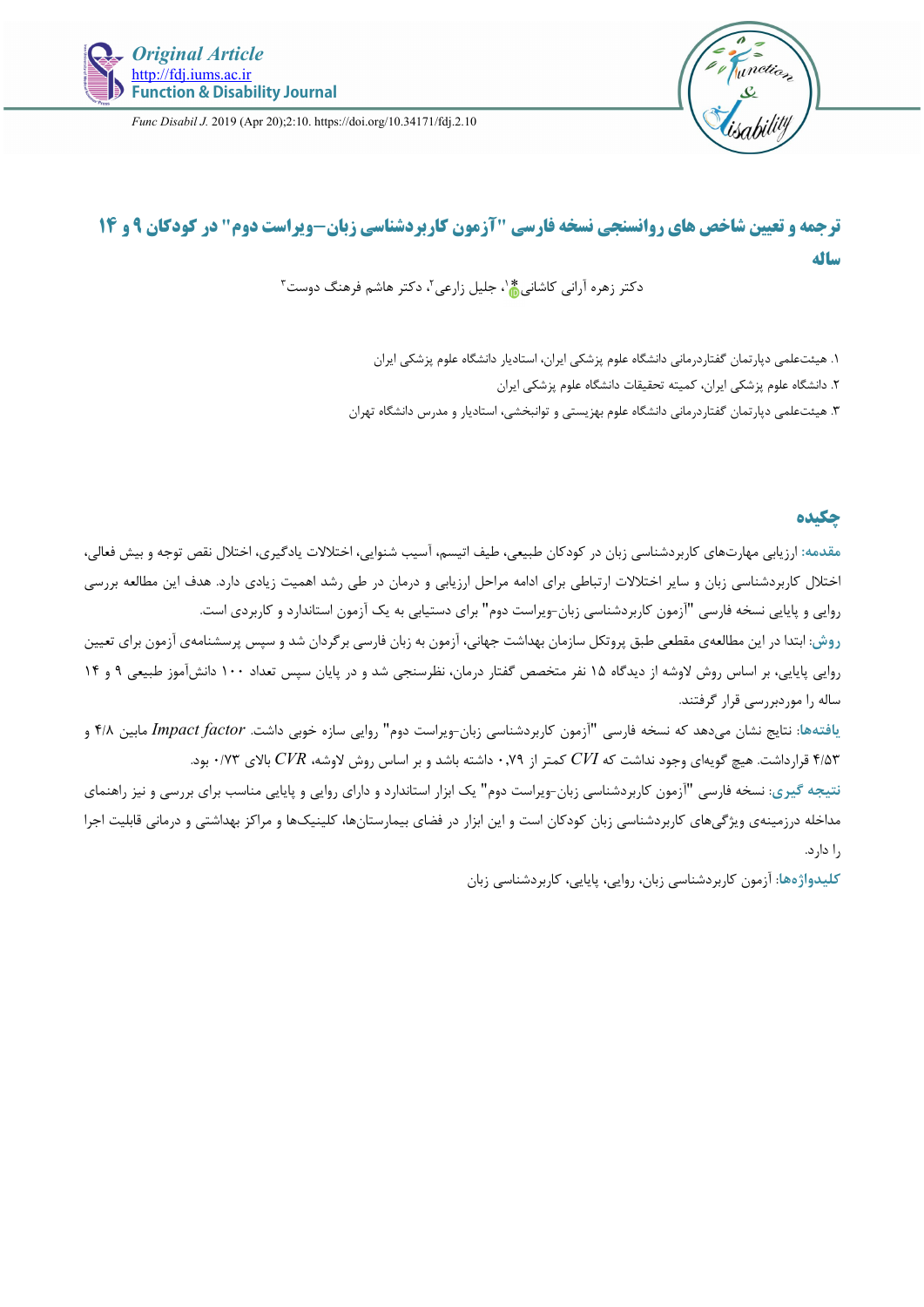# ترجمه و تعیین شاخص های روانسنجی نسخه فارسی "آزمون کاربردشناسی زبان–ویراست دوم" در کودکان ۹ و ۱۴ ساله

دکتر زهره آرانی کاشانی*[۱]، جلیل زارعی[۲]، دکتر هاشم فرهنگ دوست[۳]

۱. هیئت‌علمی دپارتمان گفتاردرمانی دانشگاه علوم پزشکی ایران، استادیار دانشگاه علوم پزشکی ایران

۲. دانشگاه علوم پزشکی ایران، کمیته تحقیقات دانشگاه علوم پزشکی ایران

۳. هیئت‌علمی دپارتمان گفتاردرمانی دانشگاه علوم بهزیستی و توانبخشی، استادیار و مدرس دانشگاه تهران

## چکیده

**مقدمه:** ارزیابی مهارت‌های کاربردشناسی زبان در کودکان طبیعی، طیف اتیسم، آسیب شنوایی، اختلالات یادگیری، اختلال نقص توجه و بیش فعالی، اختلال کاربردشناسی زبان و سایر اختلالات ارتباطی برای ادامه مراحل ارزیابی و درمان در طی رشد اهمیت زیادی دارد. هدف این مطالعه بررسی روایی و پایایی نسخه فارسی "آزمون کاربردشناسی زبان-ویراست دوم" برای دستیابی به یک آزمون استاندارد و کاربردی است.

**روش:** ابتدا در این مطالعه‌ی مقطعی طبق پروتکل سازمان بهداشت جهانی، آزمون به زبان فارسی برگردان شد و سپس پرسشنامه‌ی آزمون برای تعیین روایی پایایی، بر اساس روش لاوشه از دیدگاه ۱۵ نفر متخصص گفتار درمان، نظرسنجی شد و در پایان سپس تعداد ۱۰۰ دانش‌آموز طبیعی ۹ و ۱۴ ساله را موردبررسی قرار گرفتند.

**یافته‌ها:** نتایج نشان می‌دهد که نسخه فارسی "آزمون کاربردشناسی زبان-ویراست دوم" روایی سازه خوبی داشت. *Impact factor* مابین ۴/۸ و ۴/۵۳ قرارداشت. هیچ گویه‌ای وجود نداشت که *CVI* کمتر از ۰,۷۹ داشته باشد و بر اساس روش لاوشه، *CVR* بالای ۰/۷۳ بود.

**نتیجه گیری:** نسخه فارسی "آزمون کاربردشناسی زبان-ویراست دوم" یک ابزار استاندارد و دارای روایی و پایایی مناسب برای بررسی و نیز راهنمای مداخله درزمینه‌ی ویژگی‌های کاربردشناسی زبان کودکان است و این ابزار در فضای بیمارستان‌ها، کلینیک‌ها و مراکز بهداشتی و درمانی قابلیت اجرا را دارد.

**کلیدواژه‌ها:** آزمون کاربردشناسی زبان، روایی، پایایی، کاربردشناسی زبان